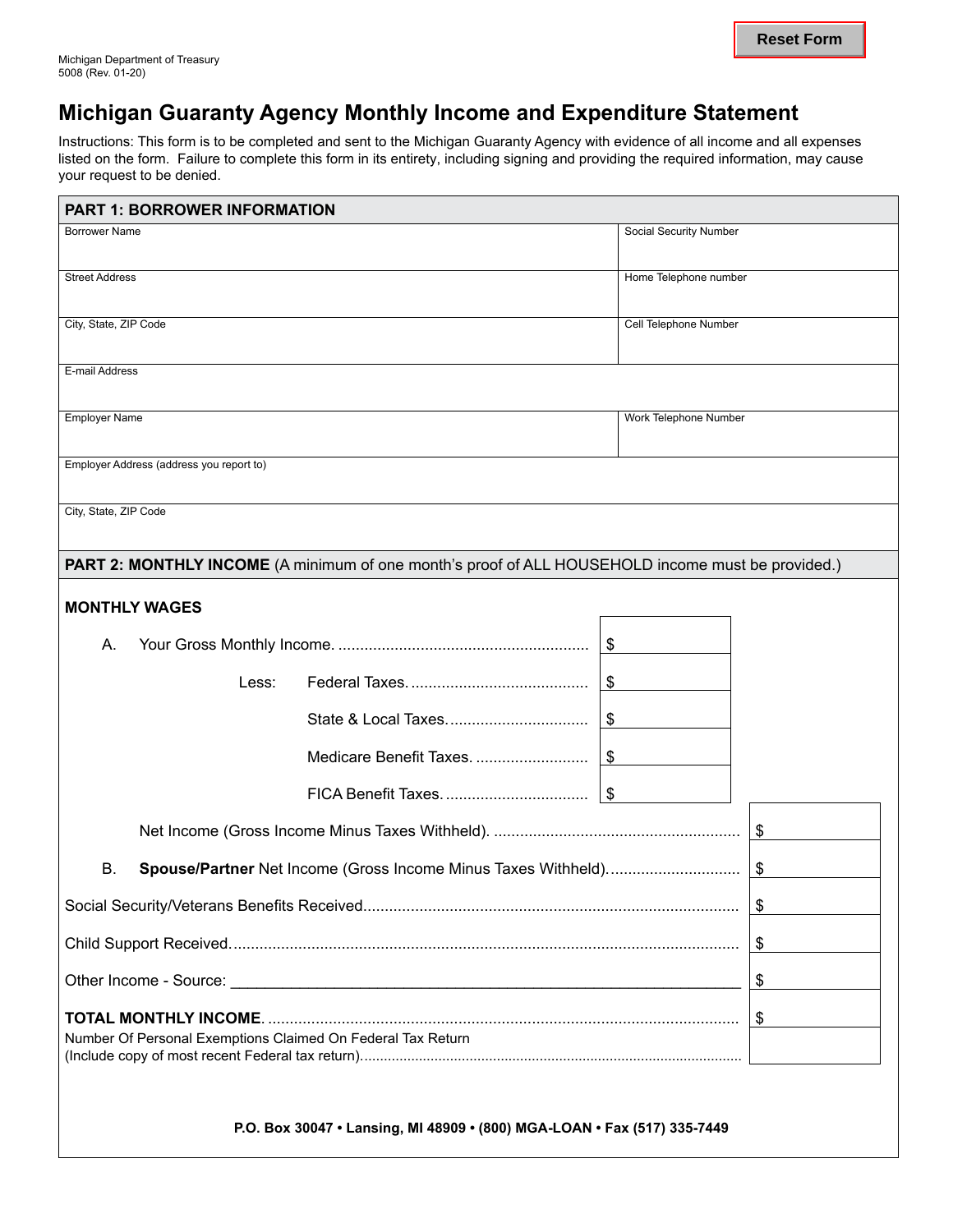Michigan Department of Treasury
5008 (Rev. 01-20)

# Michigan Guaranty Agency Monthly Income and Expenditure Statement

Instructions: This form is to be completed and sent to the Michigan Guaranty Agency with evidence of all income and all expenses listed on the form. Failure to complete this form in its entirety, including signing and providing the required information, may cause your request to be denied.

## PART 1: BORROWER INFORMATION

| Borrower Name | Social Security Number |
|---|---|
| Street Address | Home Telephone number |
| City, State, ZIP Code | Cell Telephone Number |
| E-mail Address | |
| Employer Name | Work Telephone Number |
| Employer Address (address you report to) | |
| City, State, ZIP Code | |

## PART 2: MONTHLY INCOME (A minimum of one month's proof of ALL HOUSEHOLD income must be provided.)

**MONTHLY WAGES**

| | | |
|---|---|---|
| A. Your Gross Monthly Income. | $ | |
| Less: Federal Taxes. | $ | |
| State & Local Taxes. | $ | |
| Medicare Benefit Taxes. | $ | |
| FICA Benefit Taxes. | $ | |
| Net Income (Gross Income Minus Taxes Withheld). | | $ |
| B. **Spouse/Partner** Net Income (Gross Income Minus Taxes Withheld). | | $ |
| Social Security/Veterans Benefits Received | | $ |
| Child Support Received. | | $ |
| Other Income - Source: ______________________ | | $ |
| **TOTAL MONTHLY INCOME.** | | $ |
| Number Of Personal Exemptions Claimed On Federal Tax Return (Include copy of most recent Federal tax return). | | |

**P.O. Box 30047 • Lansing, MI 48909 • (800) MGA-LOAN • Fax (517) 335-7449**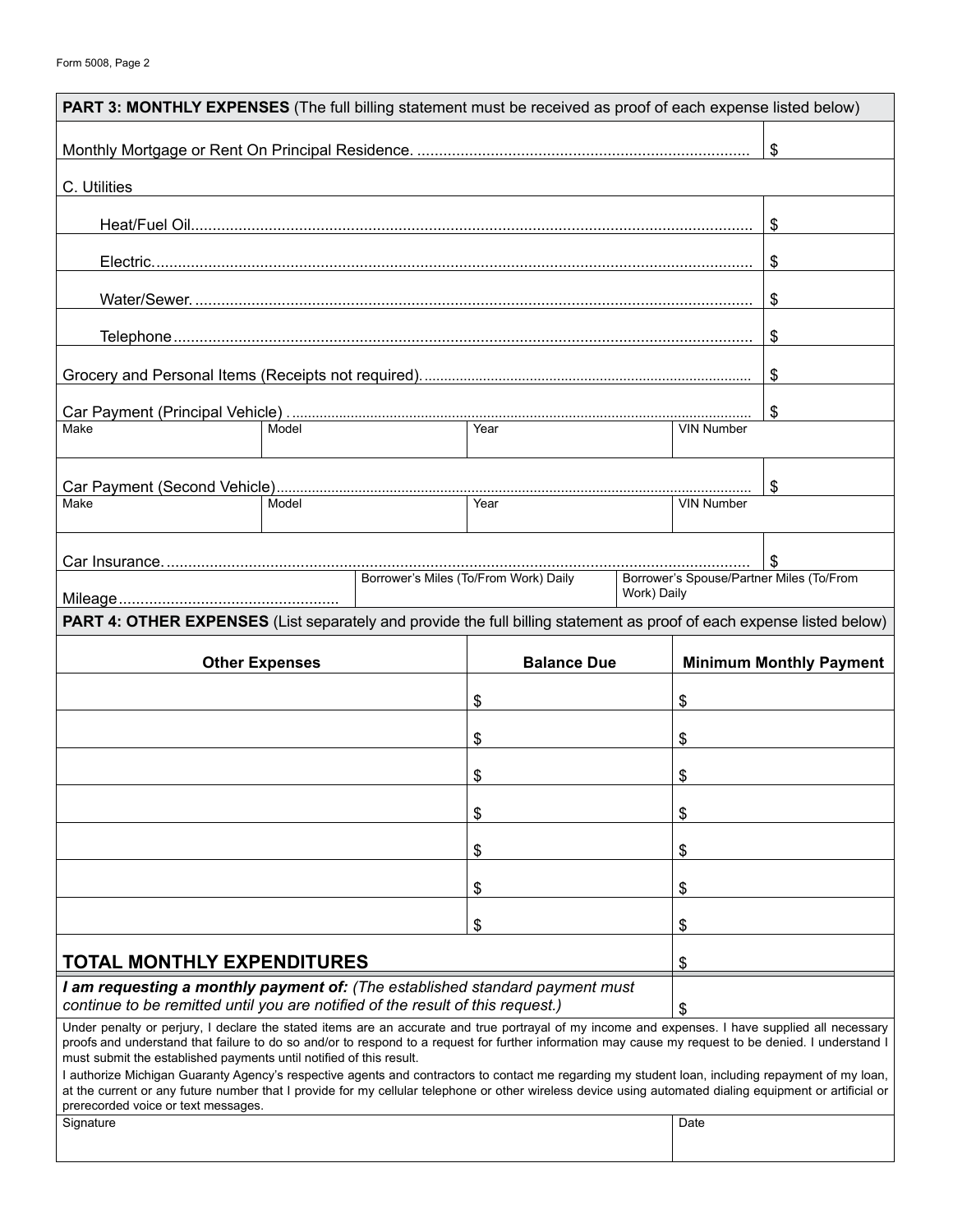**PART 3: MONTHLY EXPENSES** (The full billing statement must be received as proof of each expense listed below)

| | |
|---|---|
| Monthly Mortgage or Rent On Principal Residence. | $ |
| C. Utilities | |
| Heat/Fuel Oil | $ |
| Electric. | $ |
| Water/Sewer. | $ |
| Telephone | $ |
| Grocery and Personal Items (Receipts not required). | $ |
| Car Payment (Principal Vehicle) . | $ |

| Make | Model | Year | VIN Number |
|---|---|---|---|
| | | | |

| | |
|---|---|
| Car Payment (Second Vehicle) | $ |

| Make | Model | Year | VIN Number |
|---|---|---|---|
| | | | |

| | |
|---|---|
| Car Insurance. | $ |

| Mileage | Borrower's Miles (To/From Work) Daily | Borrower's Spouse/Partner Miles (To/From Work) Daily |
|---|---|---|
| | | |

**PART 4: OTHER EXPENSES** (List separately and provide the full billing statement as proof of each expense listed below)

| Other Expenses | Balance Due | Minimum Monthly Payment |
|---|---|---|
| | $ | $ |
| | $ | $ |
| | $ | $ |
| | $ | $ |
| | $ | $ |
| | $ | $ |
| | $ | $ |
| **TOTAL MONTHLY EXPENDITURES** | | $ |
| ***I am requesting a monthly payment of:*** *(The established standard payment must continue to be remitted until you are notified of the result of this request.)* | | $ |

Under penalty or perjury, I declare the stated items are an accurate and true portrayal of my income and expenses. I have supplied all necessary proofs and understand that failure to do so and/or to respond to a request for further information may cause my request to be denied. I understand I must submit the established payments until notified of this result.

I authorize Michigan Guaranty Agency's respective agents and contractors to contact me regarding my student loan, including repayment of my loan, at the current or any future number that I provide for my cellular telephone or other wireless device using automated dialing equipment or artificial or prerecorded voice or text messages.

| Signature | Date |
|---|---|
| | |